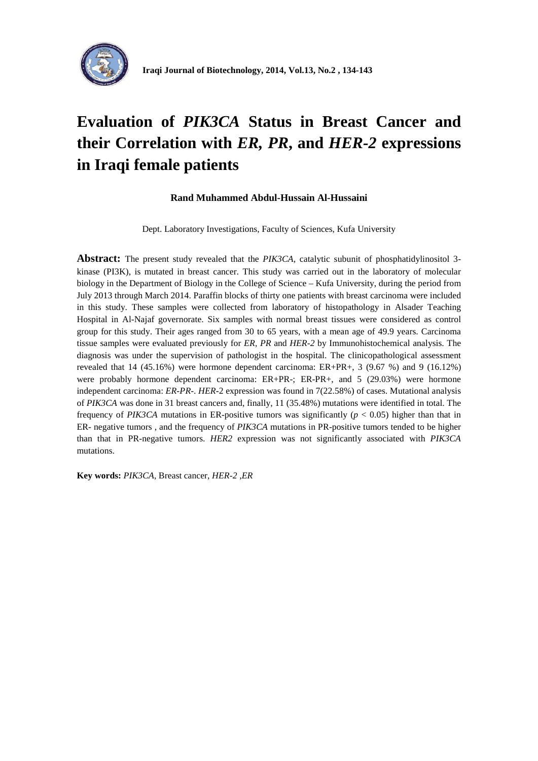# Evaluation of *PIK3CA* Status in Breast Cancer and their Correlation with *ER*, *PR*, and *HER-2* expressions in Iraqi female patients

**Rand Muhammed Abdul-Hussain Al-Hussaini**

Dept. Laboratory Investigations, Faculty of Sciences, Kufa University

**Abstract:** The present study revealed that the *PIK3CA*, catalytic subunit of phosphatidylinositol 3-kinase (PI3K), is mutated in breast cancer. This study was carried out in the laboratory of molecular biology in the Department of Biology in the College of Science – Kufa University, during the period from July 2013 through March 2014. Paraffin blocks of thirty one patients with breast carcinoma were included in this study. These samples were collected from laboratory of histopathology in Alsader Teaching Hospital in Al-Najaf governorate. Six samples with normal breast tissues were considered as control group for this study. Their ages ranged from 30 to 65 years, with a mean age of 49.9 years. Carcinoma tissue samples were evaluated previously for *ER*, *PR* and *HER-2* by Immunohistochemical analysis. The diagnosis was under the supervision of pathologist in the hospital. The clinicopathological assessment revealed that 14 (45.16%) were hormone dependent carcinoma: ER+PR+, 3 (9.67 %) and 9 (16.12%) were probably hormone dependent carcinoma: ER+PR-; ER-PR+, and 5 (29.03%) were hormone independent carcinoma: *ER-PR-*. *HER*-2 expression was found in 7(22.58%) of cases. Mutational analysis of *PIK3CA* was done in 31 breast cancers and, finally, 11 (35.48%) mutations were identified in total. The frequency of *PIK3CA* mutations in ER-positive tumors was significantly ($p < 0.05$) higher than that in ER- negative tumors , and the frequency of *PIK3CA* mutations in PR-positive tumors tended to be higher than that in PR-negative tumors. *HER2* expression was not significantly associated with *PIK3CA* mutations.

**Key words:** *PIK3CA*, Breast cancer, *HER-2* ,*ER*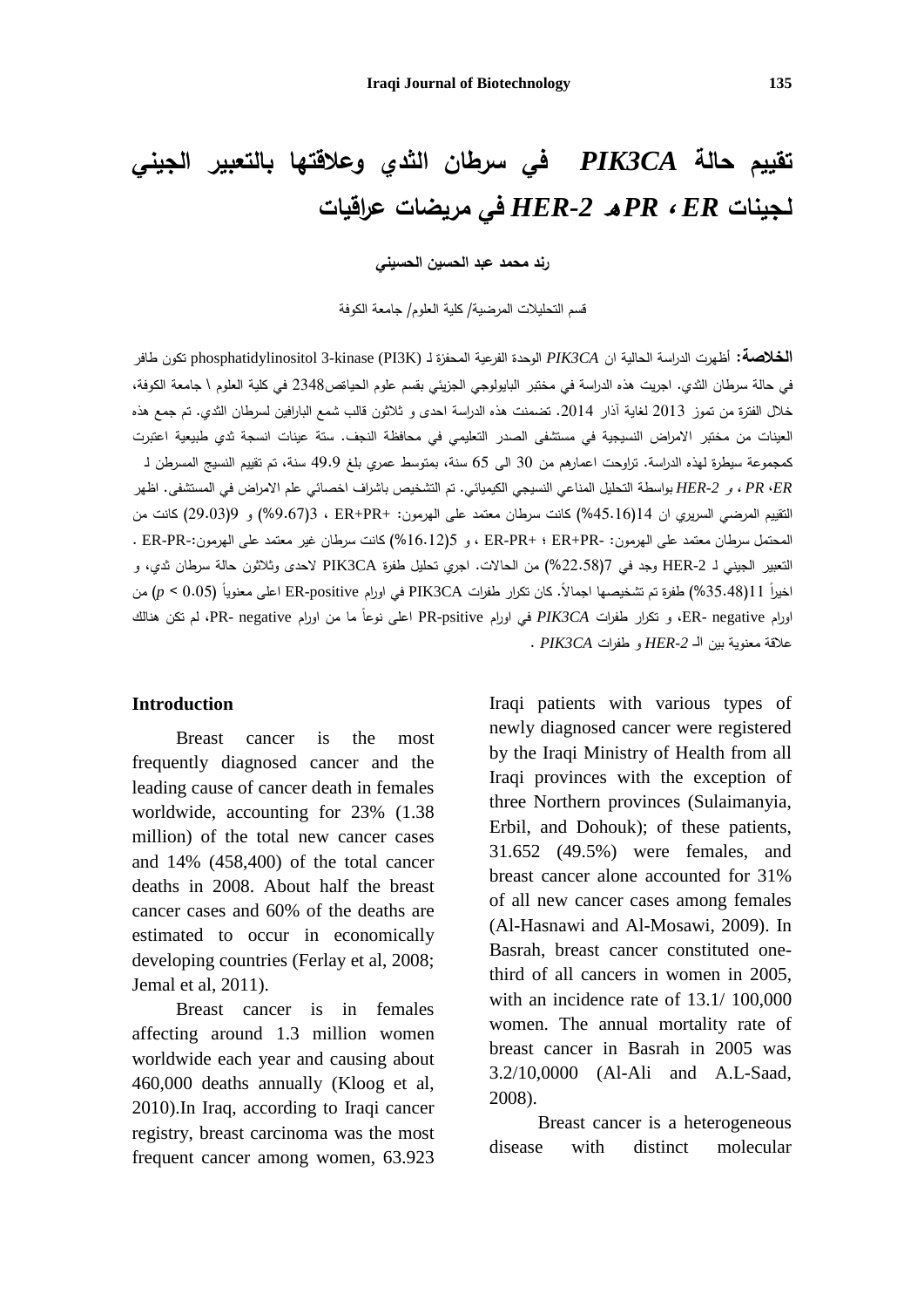# تقييم حالة *PIK3CA* في سرطان الثدي وعلاقتها بالتعبير الجيني لجينات *ER* ، *PR* و*HER-2* في مريضات عراقيات

**رند محمد عبد الحسين الحسيني**

قسم التحليلات المرضية/ كلية العلوم/ جامعة الكوفة

**الخلاصة:** أظهرت الدراسة الحالية ان *PIK3CA* الوحدة الفرعية المحفزة لـ phosphatidylinositol 3-kinase (PI3K) تكون طافر في حالة سرطان الثدي. اجريت هذه الدراسة في مختبر البايولوجي الجزيئي بقسم علوم الحياة2348 في كلية العلوم \ جامعة الكوفة، خلال الفترة من تموز 2013 لغاية آذار 2014. تضمنت هذه الدراسة احدى و ثلاثون قالب شمع البارافين لسرطان الثدي. تم جمع هذه العينات من مختبر الامراض النسيجية في مستشفى الصدر التعليمي في محافظة النجف. ستة عينات انسجة ثدي طبيعية اعتبرت كمجموعة سيطرة لهذه الدراسة. تراوحت اعمارهم من 30 الى 65 سنة، بمتوسط عمري بلغ 49.9 سنة، تم تقييم النسيج المسرطن لـ *ER*، *PR* ، و *HER-2* بواسطة التحليل المناعي النسيجي الكيميائي. تم التشخيص باشراف اخصائي علم الامراض في المستشفى. اظهر التقييم المرضي السريري ان 14(45.16%) كانت سرطان معتمد على الهرمون: ER+PR+ ، 3(9.67%) و 9(29.03) كانت من المحتمل سرطان معتمد على الهرمون: ER+PR- ؛ ER-PR+ ، و 5(16.12%) كانت سرطان غير معتمد على الهرمون:ER-PR- . التعبير الجيني لـ HER-2 وجد في 7(22.58%) من الحالات. اجري تحليل طفرة PIK3CA لاحدى وثلاثون حالة سرطان ثدي، و اخيراً 11(35.48%) طفرة تم تشخيصها اجمالاً. كان تكرار طفرات PIK3CA في اورام ER-positive اعلى معنوياً ($p < 0.05$) من اورام ER- negative، و تكرار طفرات *PIK3CA* في اورام PR-psitive اعلى نوعاً ما من اورام PR- negative، لم تكن هنالك علاقة معنوية بين الـ *HER-2* و طفرات *PIK3CA* .

## Introduction

Breast cancer is the most frequently diagnosed cancer and the leading cause of cancer death in females worldwide, accounting for 23% (1.38 million) of the total new cancer cases and 14% (458,400) of the total cancer deaths in 2008. About half the breast cancer cases and 60% of the deaths are estimated to occur in economically developing countries (Ferlay et al, 2008; Jemal et al, 2011).

Breast cancer is in females affecting around 1.3 million women worldwide each year and causing about 460,000 deaths annually (Kloog et al, 2010).In Iraq, according to Iraqi cancer registry, breast carcinoma was the most frequent cancer among women, 63.923 Iraqi patients with various types of newly diagnosed cancer were registered by the Iraqi Ministry of Health from all Iraqi provinces with the exception of three Northern provinces (Sulaimanyia, Erbil, and Dohouk); of these patients, 31.652 (49.5%) were females, and breast cancer alone accounted for 31% of all new cancer cases among females (Al-Hasnawi and Al-Mosawi, 2009). In Basrah, breast cancer constituted one-third of all cancers in women in 2005, with an incidence rate of 13.1/ 100,000 women. The annual mortality rate of breast cancer in Basrah in 2005 was 3.2/10,0000 (Al-Ali and A.L-Saad, 2008).

Breast cancer is a heterogeneous disease with distinct molecular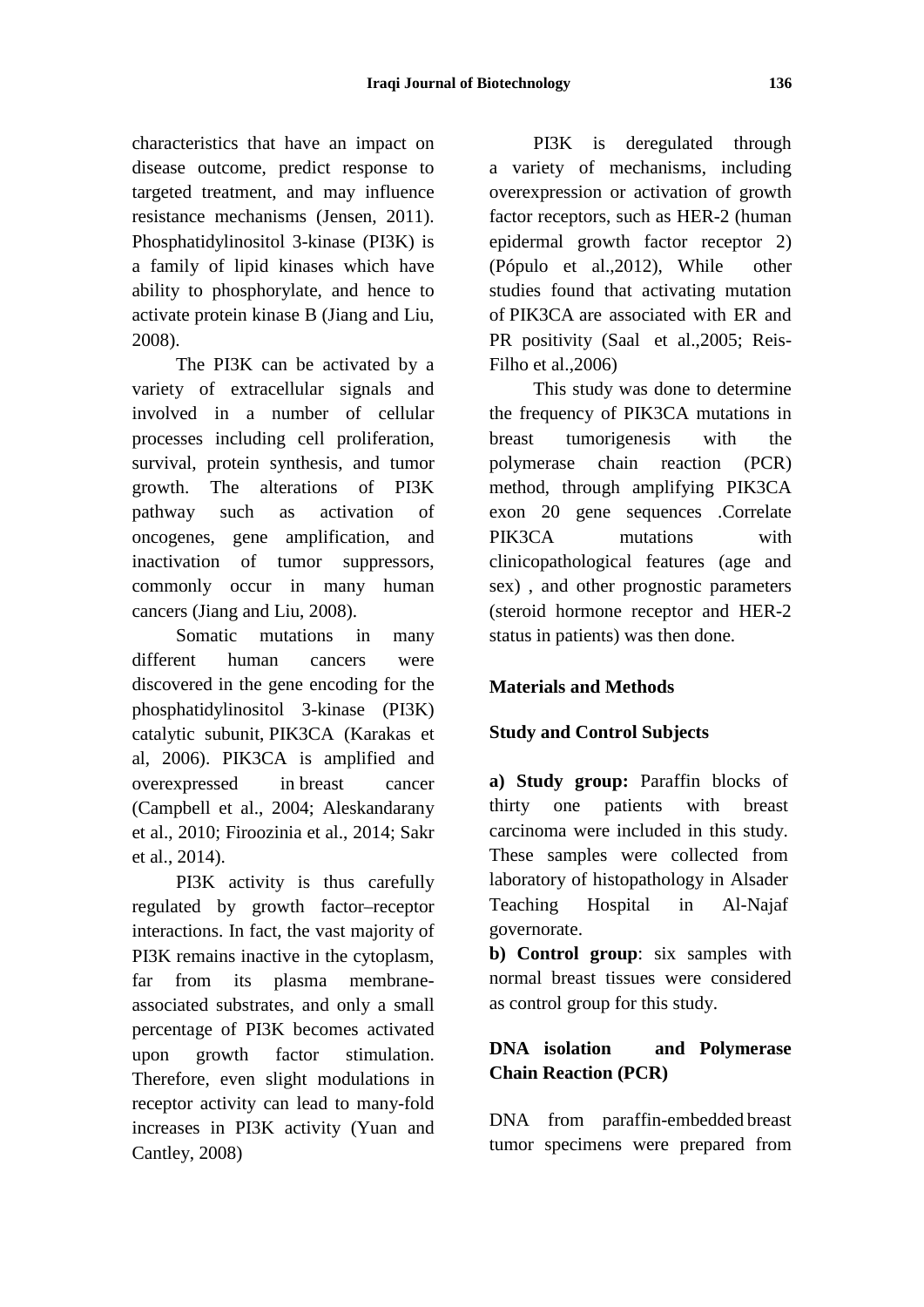characteristics that have an impact on disease outcome, predict response to targeted treatment, and may influence resistance mechanisms (Jensen, 2011). Phosphatidylinositol 3-kinase (PI3K) is a family of lipid kinases which have ability to phosphorylate, and hence to activate protein kinase B (Jiang and Liu, 2008).

The PI3K can be activated by a variety of extracellular signals and involved in a number of cellular processes including cell proliferation, survival, protein synthesis, and tumor growth. The alterations of PI3K pathway such as activation of oncogenes, gene amplification, and inactivation of tumor suppressors, commonly occur in many human cancers (Jiang and Liu, 2008).

Somatic mutations in many different human cancers were discovered in the gene encoding for the phosphatidylinositol 3-kinase (PI3K) catalytic subunit, PIK3CA (Karakas et al, 2006). PIK3CA is amplified and overexpressed in breast cancer (Campbell et al., 2004; Aleskandarany et al., 2010; Firoozinia et al., 2014; Sakr et al., 2014).

PI3K activity is thus carefully regulated by growth factor–receptor interactions. In fact, the vast majority of PI3K remains inactive in the cytoplasm, far from its plasma membrane-associated substrates, and only a small percentage of PI3K becomes activated upon growth factor stimulation. Therefore, even slight modulations in receptor activity can lead to many-fold increases in PI3K activity (Yuan and Cantley, 2008)

PI3K is deregulated through a variety of mechanisms, including overexpression or activation of growth factor receptors, such as HER-2 (human epidermal growth factor receptor 2) (Pópulo et al.,2012), While other studies found that activating mutation of PIK3CA are associated with ER and PR positivity (Saal et al.,2005; Reis-Filho et al.,2006)

This study was done to determine the frequency of PIK3CA mutations in breast tumorigenesis with the polymerase chain reaction (PCR) method, through amplifying PIK3CA exon 20 gene sequences .Correlate PIK3CA mutations with clinicopathological features (age and sex) , and other prognostic parameters (steroid hormone receptor and HER-2 status in patients) was then done.

## Materials and Methods

### Study and Control Subjects

**a) Study group:** Paraffin blocks of thirty one patients with breast carcinoma were included in this study. These samples were collected from laboratory of histopathology in Alsader Teaching Hospital in Al-Najaf governorate.

**b) Control group**: six samples with normal breast tissues were considered as control group for this study.

### DNA isolation and Polymerase Chain Reaction (PCR)

DNA from paraffin-embedded breast tumor specimens were prepared from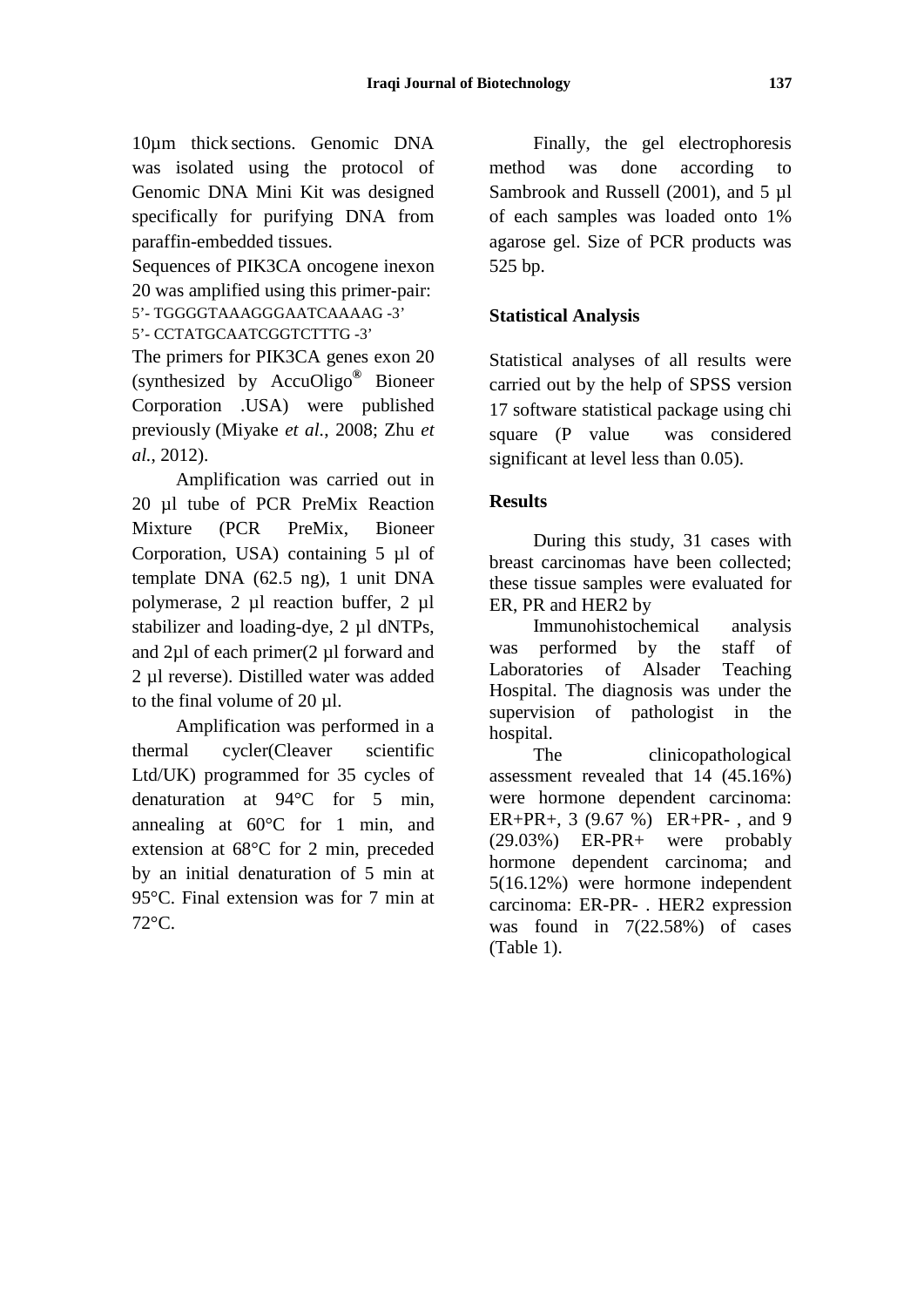10µm thick sections. Genomic DNA was isolated using the protocol of Genomic DNA Mini Kit was designed specifically for purifying DNA from paraffin-embedded tissues.

Sequences of PIK3CA oncogene inexon 20 was amplified using this primer-pair:

5'- TGGGGTAAAGGGAATCAAAAG -3'

5'- CCTATGCAATCGGTCTTTG -3'

The primers for PIK3CA genes exon 20 (synthesized by AccuOligo® Bioneer Corporation .USA) were published previously (Miyake *et al.*, 2008; Zhu *et al.*, 2012).

Amplification was carried out in 20 µl tube of PCR PreMix Reaction Mixture (PCR PreMix, Bioneer Corporation, USA) containing 5 µl of template DNA (62.5 ng), 1 unit DNA polymerase, 2 µl reaction buffer, 2 µl stabilizer and loading-dye, 2 µl dNTPs, and 2µl of each primer(2 µl forward and 2 µl reverse). Distilled water was added to the final volume of 20 µl.

Amplification was performed in a thermal cycler(Cleaver scientific Ltd/UK) programmed for 35 cycles of denaturation at 94°C for 5 min, annealing at 60°C for 1 min, and extension at 68°C for 2 min, preceded by an initial denaturation of 5 min at 95°C. Final extension was for 7 min at 72°C.

Finally, the gel electrophoresis method was done according to Sambrook and Russell (2001), and 5 µl of each samples was loaded onto 1% agarose gel. Size of PCR products was 525 bp.

## Statistical Analysis

Statistical analyses of all results were carried out by the help of SPSS version 17 software statistical package using chi square (P value was considered significant at level less than 0.05).

## Results

During this study, 31 cases with breast carcinomas have been collected; these tissue samples were evaluated for ER, PR and HER2 by

Immunohistochemical analysis was performed by the staff of Laboratories of Alsader Teaching Hospital. The diagnosis was under the supervision of pathologist in the hospital.

The clinicopathological assessment revealed that 14 (45.16%) were hormone dependent carcinoma: ER+PR+, 3 (9.67 %) ER+PR- , and 9 (29.03%) ER-PR+ were probably hormone dependent carcinoma; and 5(16.12%) were hormone independent carcinoma: ER-PR- . HER2 expression was found in 7(22.58%) of cases (Table 1).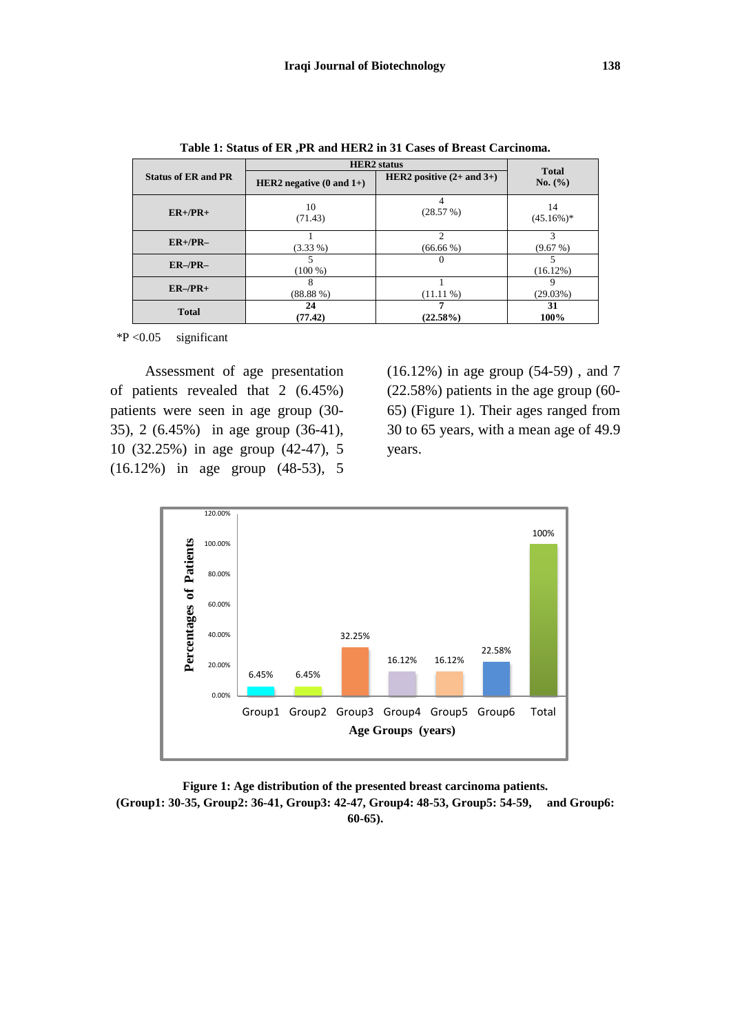**Table 1: Status of ER ,PR and HER2 in 31 Cases of Breast Carcinoma.**

| Status of ER and PR | HER2 status | | Total |
|---|---|---|---|
| | HER2 negative (0 and 1+) | HER2 positive (2+ and 3+) | No. (%) |
| **ER+/PR+** | 10 (71.43) | 4 (28.57 %) | 14 (45.16%)* |
| **ER+/PR–** | 1 (3.33 %) | 2 (66.66 %) | 3 (9.67 %) |
| **ER–/PR–** | 5 (100 %) | 0 | 5 (16.12%) |
| **ER–/PR+** | 8 (88.88 %) | 1 (11.11 %) | 9 (29.03%) |
| **Total** | **24 (77.42)** | **7 (22.58%)** | **31 100%** |

*P <0.05 significant

Assessment of age presentation of patients revealed that 2 (6.45%) patients were seen in age group (30-35), 2 (6.45%) in age group (36-41), 10 (32.25%) in age group (42-47), 5 (16.12%) in age group (48-53), 5 (16.12%) in age group (54-59) , and 7 (22.58%) patients in the age group (60-65) (Figure 1). Their ages ranged from 30 to 65 years, with a mean age of 49.9 years.

**Figure 1: Age distribution of the presented breast carcinoma patients. (Group1: 30-35, Group2: 36-41, Group3: 42-47, Group4: 48-53, Group5: 54-59, and Group6: 60-65).**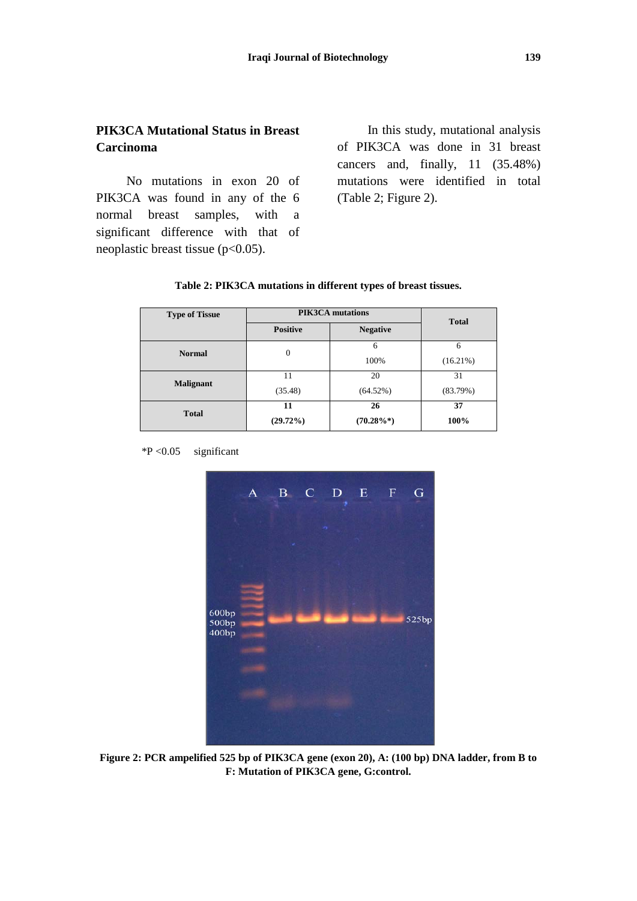## PIK3CA Mutational Status in Breast Carcinoma

No mutations in exon 20 of PIK3CA was found in any of the 6 normal breast samples, with a significant difference with that of neoplastic breast tissue ($p<0.05$).

In this study, mutational analysis of PIK3CA was done in 31 breast cancers and, finally, 11 (35.48%) mutations were identified in total (Table 2; Figure 2).

**Table 2: PIK3CA mutations in different types of breast tissues.**

| Type of Tissue | PIK3CA mutations | | Total |
|---|---|---|---|
| | Positive | Negative | |
| Normal | 0 | 6<br>100% | 6<br>(16.21%) |
| Malignant | 11<br>(35.48) | 20<br>(64.52%) | 31<br>(83.79%) |
| **Total** | **11**<br>**(29.72%)** | **26**<br>**(70.28%*)** | **37**<br>**100%** |

*P <0.05 significant

**Figure 2: PCR ampelified 525 bp of PIK3CA gene (exon 20), A: (100 bp) DNA ladder, from B to F: Mutation of PIK3CA gene, G:control.**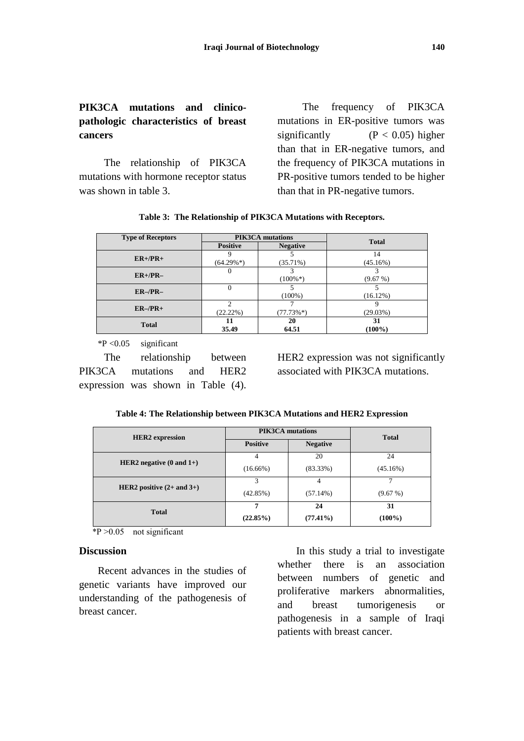## PIK3CA mutations and clinico-pathologic characteristics of breast cancers

The relationship of PIK3CA mutations with hormone receptor status was shown in table 3.

The frequency of PIK3CA mutations in ER-positive tumors was significantly ($P < 0.05$) higher than that in ER-negative tumors, and the frequency of PIK3CA mutations in PR-positive tumors tended to be higher than that in PR-negative tumors.

**Table 3: The Relationship of PIK3CA Mutations with Receptors.**

| Type of Receptors | PIK3CA mutations | | Total |
|---|---|---|---|
| | Positive | Negative | |
| ER+/PR+ | 9 (64.29%*) | 5 (35.71%) | 14 (45.16%) |
| ER+/PR– | 0 | 3 (100%*) | 3 (9.67 %) |
| ER–/PR– | 0 | 5 (100%) | 5 (16.12%) |
| ER–/PR+ | 2 (22.22%) | 7 (77.73%*) | 9 (29.03%) |
| Total | 11 35.49 | 20 64.51 | 31 (100%) |

*$P < 0.05$ significant

The relationship between PIK3CA mutations and HER2 expression was shown in Table (4). HER2 expression was not significantly associated with PIK3CA mutations.

**Table 4: The Relationship between PIK3CA Mutations and HER2 Expression**

| HER2 expression | PIK3CA mutations | | Total |
|---|---|---|---|
| | Positive | Negative | |
| HER2 negative (0 and 1+) | 4 (16.66%) | 20 (83.33%) | 24 (45.16%) |
| HER2 positive (2+ and 3+) | 3 (42.85%) | 4 (57.14%) | 7 (9.67 %) |
| Total | 7 (22.85%) | 24 (77.41%) | 31 (100%) |

*$P > 0.05$ not significant

## Discussion

Recent advances in the studies of genetic variants have improved our understanding of the pathogenesis of breast cancer.

In this study a trial to investigate whether there is an association between numbers of genetic and proliferative markers abnormalities, and breast tumorigenesis or pathogenesis in a sample of Iraqi patients with breast cancer.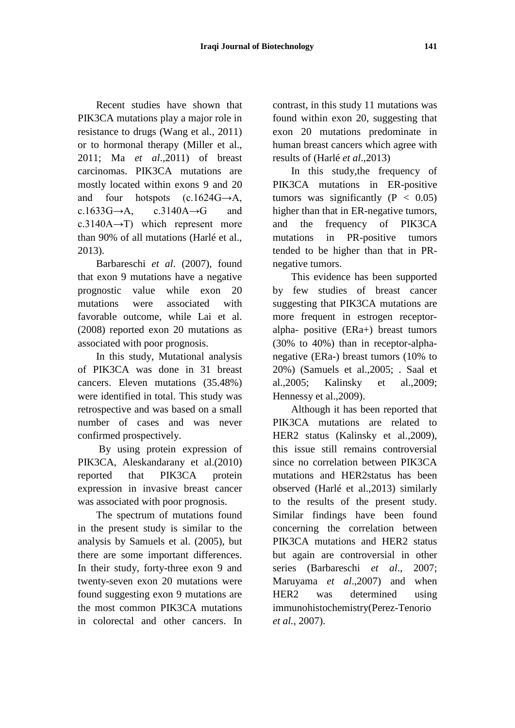Recent studies have shown that PIK3CA mutations play a major role in resistance to drugs (Wang et al., 2011) or to hormonal therapy (Miller et al., 2011; Ma *et al*.,2011) of breast carcinomas. PIK3CA mutations are mostly located within exons 9 and 20 and four hotspots (c.1624G→A, c.1633G→A, c.3140A→G and c.3140A→T) which represent more than 90% of all mutations (Harlé et al., 2013).

Barbareschi *et al*. (2007), found that exon 9 mutations have a negative prognostic value while exon 20 mutations were associated with favorable outcome, while Lai et al. (2008) reported exon 20 mutations as associated with poor prognosis.

In this study, Mutational analysis of PIK3CA was done in 31 breast cancers. Eleven mutations (35.48%) were identified in total. This study was retrospective and was based on a small number of cases and was never confirmed prospectively.

By using protein expression of PIK3CA, Aleskandarany et al.(2010) reported that PIK3CA protein expression in invasive breast cancer was associated with poor prognosis.

The spectrum of mutations found in the present study is similar to the analysis by Samuels et al. (2005), but there are some important differences. In their study, forty-three exon 9 and twenty-seven exon 20 mutations were found suggesting exon 9 mutations are the most common PIK3CA mutations in colorectal and other cancers. In contrast, in this study 11 mutations was found within exon 20, suggesting that exon 20 mutations predominate in human breast cancers which agree with results of (Harlé *et al*.,2013)

In this study,the frequency of PIK3CA mutations in ER-positive tumors was significantly ($P < 0.05$) higher than that in ER-negative tumors, and the frequency of PIK3CA mutations in PR-positive tumors tended to be higher than that in PR-negative tumors.

This evidence has been supported by few studies of breast cancer suggesting that PIK3CA mutations are more frequent in estrogen receptor-alpha- positive (ERa+) breast tumors (30% to 40%) than in receptor-alpha-negative (ERa-) breast tumors (10% to 20%) (Samuels et al.,2005; . Saal et al.,2005; Kalinsky et al.,2009; Hennessy et al.,2009).

Although it has been reported that PIK3CA mutations are related to HER2 status (Kalinsky et al.,2009), this issue still remains controversial since no correlation between PIK3CA mutations and HER2status has been observed (Harlé et al.,2013) similarly to the results of the present study. Similar findings have been found concerning the correlation between PIK3CA mutations and HER2 status but again are controversial in other series (Barbareschi *et al*., 2007; Maruyama *et al*.,2007) and when HER2 was determined using immunohistochemistry(Perez-Tenorio *et al.*, 2007).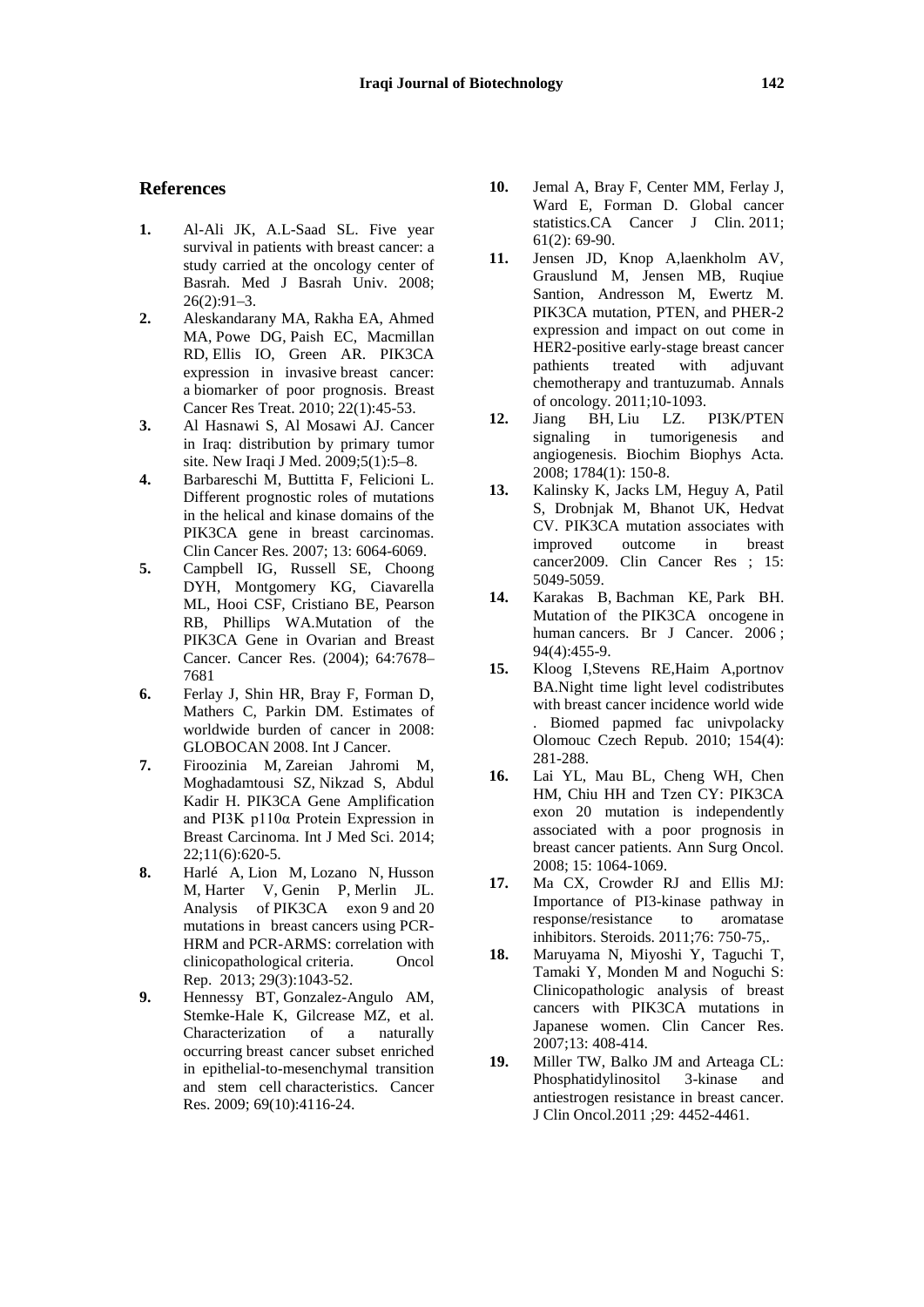## References

1. Al-Ali JK, A.L-Saad SL. Five year survival in patients with breast cancer: a study carried at the oncology center of Basrah. Med J Basrah Univ. 2008; 26(2):91–3.
2. Aleskandarany MA, Rakha EA, Ahmed MA, Powe DG, Paish EC, Macmillan RD, Ellis IO, Green AR. PIK3CA expression in invasive breast cancer: a biomarker of poor prognosis. Breast Cancer Res Treat. 2010; 22(1):45-53.
3. Al Hasnawi S, Al Mosawi AJ. Cancer in Iraq: distribution by primary tumor site. New Iraqi J Med. 2009;5(1):5–8.
4. Barbareschi M, Buttitta F, Felicioni L. Different prognostic roles of mutations in the helical and kinase domains of the PIK3CA gene in breast carcinomas. Clin Cancer Res. 2007; 13: 6064-6069.
5. Campbell IG, Russell SE, Choong DYH, Montgomery KG, Ciavarella ML, Hooi CSF, Cristiano BE, Pearson RB, Phillips WA.Mutation of the PIK3CA Gene in Ovarian and Breast Cancer. Cancer Res. (2004); 64:7678–7681
6. Ferlay J, Shin HR, Bray F, Forman D, Mathers C, Parkin DM. Estimates of worldwide burden of cancer in 2008: GLOBOCAN 2008. Int J Cancer.
7. Firoozinia M, Zareian Jahromi M, Moghadamtousi SZ, Nikzad S, Abdul Kadir H. PIK3CA Gene Amplification and PI3K p110α Protein Expression in Breast Carcinoma. Int J Med Sci. 2014; 22;11(6):620-5.
8. Harlé A, Lion M, Lozano N, Husson M, Harter V, Genin P, Merlin JL. Analysis of PIK3CA exon 9 and 20 mutations in breast cancers using PCR-HRM and PCR-ARMS: correlation with clinicopathological criteria. Oncol Rep. 2013; 29(3):1043-52.
9. Hennessy BT, Gonzalez-Angulo AM, Stemke-Hale K, Gilcrease MZ, et al. Characterization of a naturally occurring breast cancer subset enriched in epithelial-to-mesenchymal transition and stem cell characteristics. Cancer Res. 2009; 69(10):4116-24.
10. Jemal A, Bray F, Center MM, Ferlay J, Ward E, Forman D. Global cancer statistics.CA Cancer J Clin. 2011; 61(2): 69-90.
11. Jensen JD, Knop A,laenkholm AV, Grauslund M, Jensen MB, Ruqiue Santion, Andresson M, Ewertz M. PIK3CA mutation, PTEN, and PHER-2 expression and impact on out come in HER2-positive early-stage breast cancer pathients treated with adjuvant chemotherapy and trantuzumab. Annals of oncology. 2011;10-1093.
12. Jiang BH, Liu LZ. PI3K/PTEN signaling in tumorigenesis and angiogenesis. Biochim Biophys Acta. 2008; 1784(1): 150-8.
13. Kalinsky K, Jacks LM, Heguy A, Patil S, Drobnjak M, Bhanot UK, Hedvat CV. PIK3CA mutation associates with improved outcome in breast cancer2009. Clin Cancer Res ; 15: 5049-5059.
14. Karakas B, Bachman KE, Park BH. Mutation of the PIK3CA oncogene in human cancers. Br J Cancer. 2006 ; 94(4):455-9.
15. Kloog I,Stevens RE,Haim A,portnov BA.Night time light level codistributes with breast cancer incidence world wide . Biomed papmed fac univpolacky Olomouc Czech Repub. 2010; 154(4): 281-288.
16. Lai YL, Mau BL, Cheng WH, Chen HM, Chiu HH and Tzen CY: PIK3CA exon 20 mutation is independently associated with a poor prognosis in breast cancer patients. Ann Surg Oncol. 2008; 15: 1064-1069.
17. Ma CX, Crowder RJ and Ellis MJ: Importance of PI3-kinase pathway in response/resistance to aromatase inhibitors. Steroids. 2011;76: 750-75,.
18. Maruyama N, Miyoshi Y, Taguchi T, Tamaki Y, Monden M and Noguchi S: Clinicopathologic analysis of breast cancers with PIK3CA mutations in Japanese women. Clin Cancer Res. 2007;13: 408-414.
19. Miller TW, Balko JM and Arteaga CL: Phosphatidylinositol 3-kinase and antiestrogen resistance in breast cancer. J Clin Oncol.2011 ;29: 4452-4461.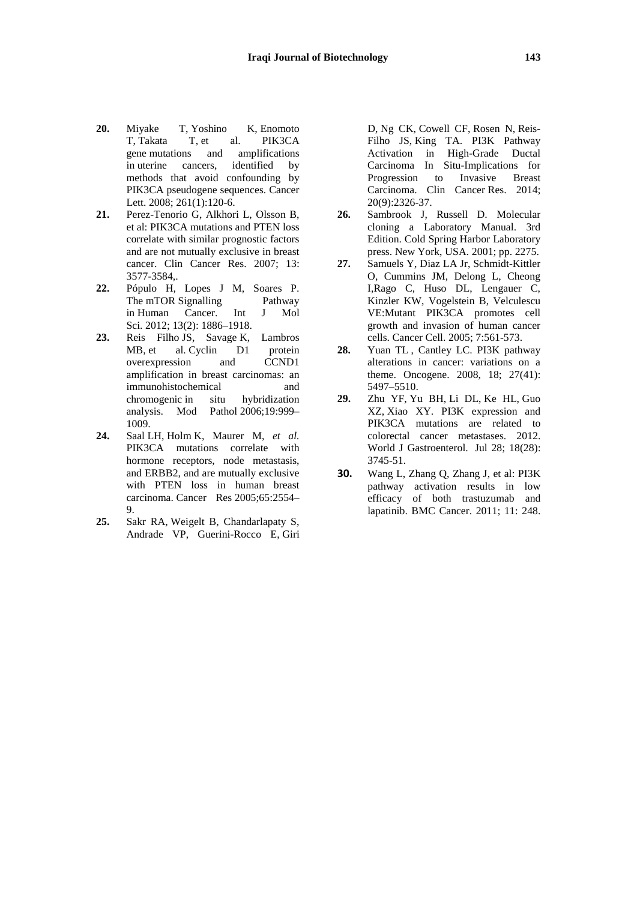20. Miyake T, Yoshino K, Enomoto T, Takata T, et al. PIK3CA gene mutations and amplifications in uterine cancers, identified by methods that avoid confounding by PIK3CA pseudogene sequences. Cancer Lett. 2008; 261(1):120-6.
21. Perez-Tenorio G, Alkhori L, Olsson B, et al: PIK3CA mutations and PTEN loss correlate with similar prognostic factors and are not mutually exclusive in breast cancer. Clin Cancer Res. 2007; 13: 3577-3584,.
22. Pópulo H, Lopes J M, Soares P. The mTOR Signalling Pathway in Human Cancer. Int J Mol Sci. 2012; 13(2): 1886–1918.
23. Reis Filho JS, Savage K, Lambros MB, et al. Cyclin D1 protein overexpression and CCND1 amplification in breast carcinomas: an immunohistochemical and chromogenic in situ hybridization analysis. Mod Pathol 2006;19:999–1009.
24. Saal LH, Holm K, Maurer M, *et al.* PIK3CA mutations correlate with hormone receptors, node metastasis, and ERBB2, and are mutually exclusive with PTEN loss in human breast carcinoma. Cancer Res 2005;65:2554–9.
25. Sakr RA, Weigelt B, Chandarlapaty S, Andrade VP, Guerini-Rocco E, Giri D, Ng CK, Cowell CF, Rosen N, Reis-Filho JS, King TA. PI3K Pathway Activation in High-Grade Ductal Carcinoma In Situ-Implications for Progression to Invasive Breast Carcinoma. Clin Cancer Res. 2014; 20(9):2326-37.
26. Sambrook J, Russell D. Molecular cloning a Laboratory Manual. 3rd Edition. Cold Spring Harbor Laboratory press. New York, USA. 2001; pp. 2275.
27. Samuels Y, Diaz LA Jr, Schmidt-Kittler O, Cummins JM, Delong L, Cheong I,Rago C, Huso DL, Lengauer C, Kinzler KW, Vogelstein B, Velculescu VE:Mutant PIK3CA promotes cell growth and invasion of human cancer cells. Cancer Cell. 2005; 7:561-573.
28. Yuan TL , Cantley LC. PI3K pathway alterations in cancer: variations on a theme. Oncogene. 2008, 18; 27(41): 5497–5510.
29. Zhu YF, Yu BH, Li DL, Ke HL, Guo XZ, Xiao XY. PI3K expression and PIK3CA mutations are related to colorectal cancer metastases. 2012. World J Gastroenterol. Jul 28; 18(28): 3745-51.
30. Wang L, Zhang Q, Zhang J, et al: PI3K pathway activation results in low efficacy of both trastuzumab and lapatinib. BMC Cancer. 2011; 11: 248.